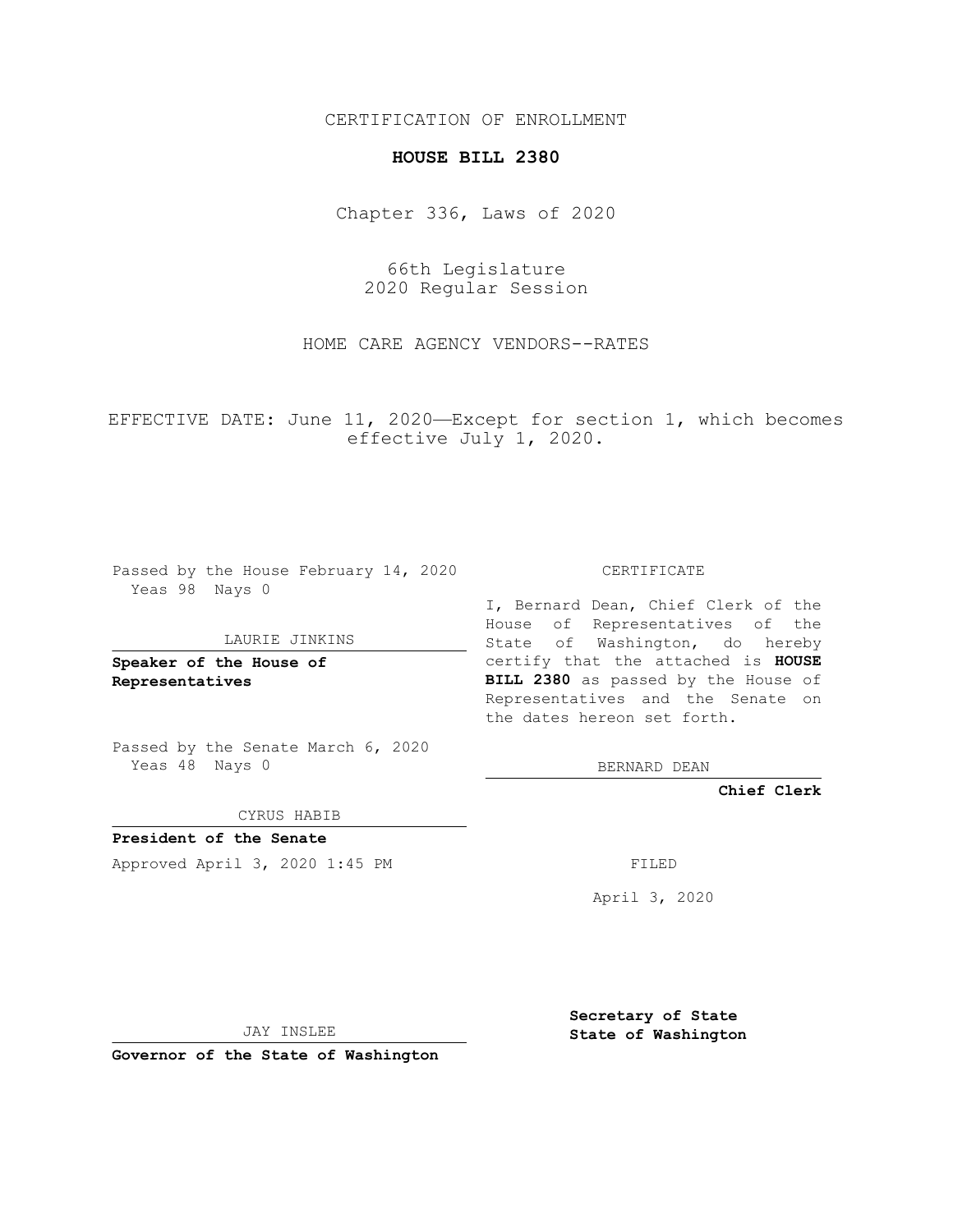CERTIFICATION OF ENROLLMENT

**HOUSE BILL 2380**

Chapter 336, Laws of 2020

66th Legislature
2020 Regular Session

HOME CARE AGENCY VENDORS--RATES

EFFECTIVE DATE: June 11, 2020—Except for section 1, which becomes effective July 1, 2020.

Passed by the House February 14, 2020
Yeas 98 Nays 0

LAURIE JINKINS

**Speaker of the House of Representatives**

Passed by the Senate March 6, 2020
Yeas 48 Nays 0

CYRUS HABIB

**President of the Senate**

Approved April 3, 2020 1:45 PM

JAY INSLEE

**Governor of the State of Washington**

CERTIFICATE

I, Bernard Dean, Chief Clerk of the House of Representatives of the State of Washington, do hereby certify that the attached is **HOUSE BILL 2380** as passed by the House of Representatives and the Senate on the dates hereon set forth.

BERNARD DEAN

**Chief Clerk**

FILED

April 3, 2020

**Secretary of State**
**State of Washington**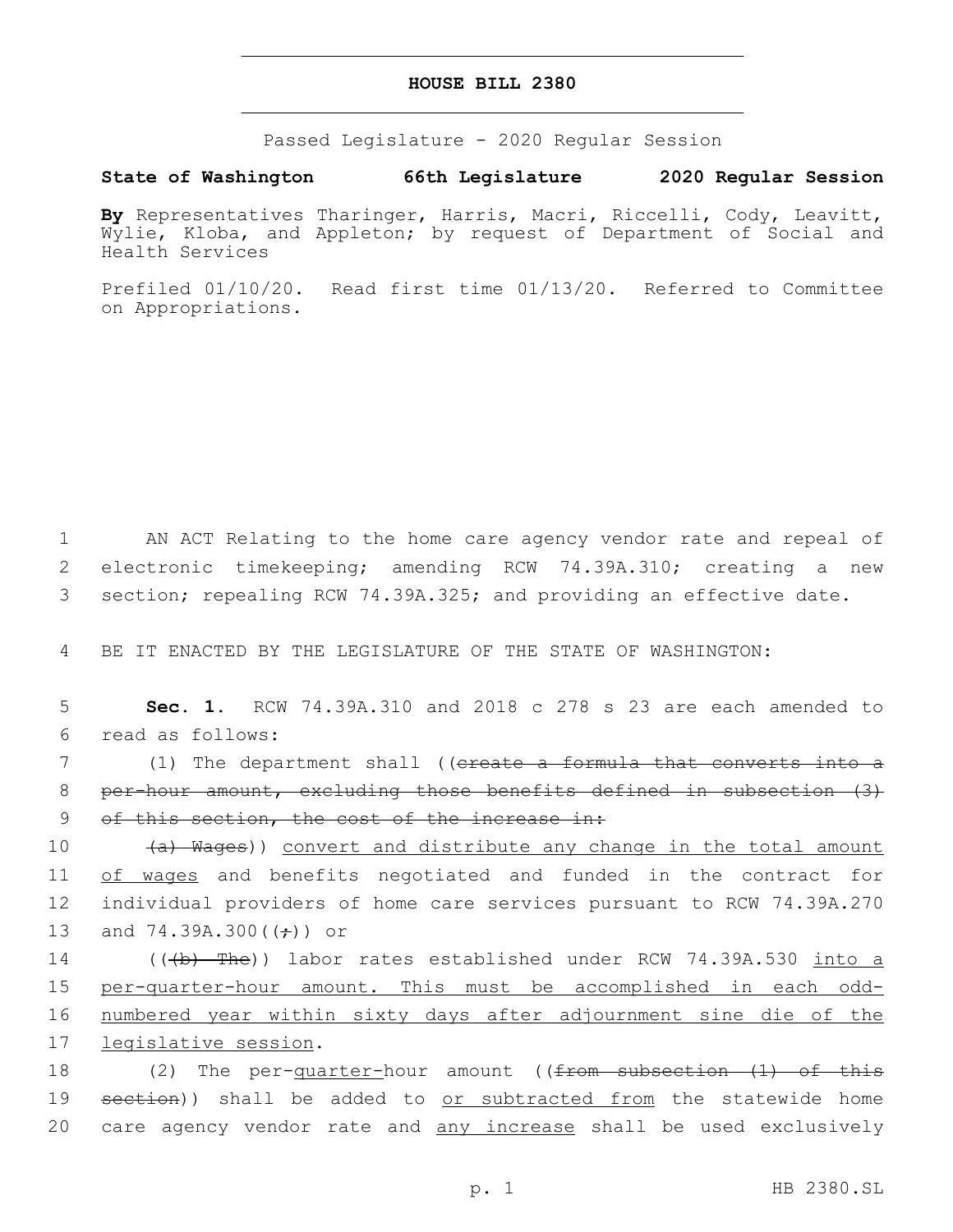# HOUSE BILL 2380

Passed Legislature - 2020 Regular Session

**State of Washington 66th Legislature 2020 Regular Session**

**By** Representatives Tharinger, Harris, Macri, Riccelli, Cody, Leavitt, Wylie, Kloba, and Appleton; by request of Department of Social and Health Services

Prefiled 01/10/20. Read first time 01/13/20. Referred to Committee on Appropriations.

1 AN ACT Relating to the home care agency vendor rate and repeal of 2 electronic timekeeping; amending RCW 74.39A.310; creating a new 3 section; repealing RCW 74.39A.325; and providing an effective date.

4 BE IT ENACTED BY THE LEGISLATURE OF THE STATE OF WASHINGTON:

5 **Sec. 1.** RCW 74.39A.310 and 2018 c 278 s 23 are each amended to 6 read as follows:

7 (1) The department shall ((~~create a formula that converts into a~~ 8 ~~per-hour amount, excluding those benefits defined in subsection (3)~~ 9 ~~of this section, the cost of the increase in:~~

10 ~~(a) Wages~~)) convert and distribute any change in the total amount 11 of wages and benefits negotiated and funded in the contract for 12 individual providers of home care services pursuant to RCW 74.39A.270 13 and 74.39A.300((~~;~~)) or

14 ((~~(b) The~~)) labor rates established under RCW 74.39A.530 into a 15 per-quarter-hour amount. This must be accomplished in each odd-16 numbered year within sixty days after adjournment sine die of the 17 legislative session.

18 (2) The per-quarter-hour amount ((~~from subsection (1) of this~~ 19 ~~section~~)) shall be added to or subtracted from the statewide home 20 care agency vendor rate and any increase shall be used exclusively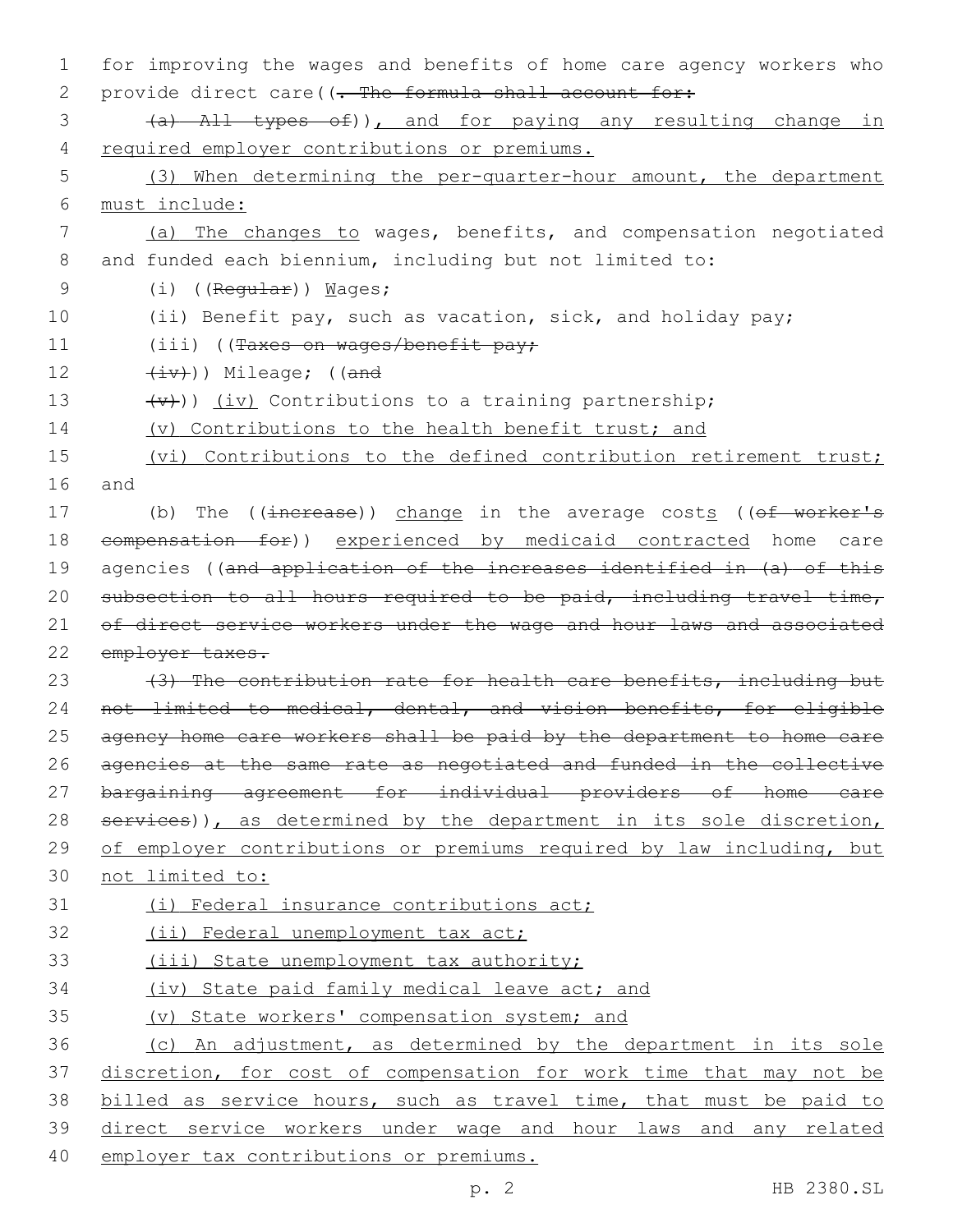for improving the wages and benefits of home care agency workers who provide direct care((~~. The formula shall account for:~~

~~(a) All types of~~)), and for paying any resulting change in required employer contributions or premiums.

(3) When determining the per-quarter-hour amount, the department must include:

(a) The changes to wages, benefits, and compensation negotiated and funded each biennium, including but not limited to:

(i) ((~~Regular~~)) Wages;

(ii) Benefit pay, such as vacation, sick, and holiday pay;

(iii) ((~~Taxes on wages/benefit pay;~~

~~(iv)~~)) Mileage; ((~~and~~

~~(v)~~)) (iv) Contributions to a training partnership;

(v) Contributions to the health benefit trust; and

(vi) Contributions to the defined contribution retirement trust; and

(b) The ((~~increase~~)) change in the average costs ((~~of worker's compensation for~~)) experienced by medicaid contracted home care agencies ((~~and application of the increases identified in (a) of this subsection to all hours required to be paid, including travel time, of direct service workers under the wage and hour laws and associated employer taxes.~~

~~(3) The contribution rate for health care benefits, including but not limited to medical, dental, and vision benefits, for eligible agency home care workers shall be paid by the department to home care agencies at the same rate as negotiated and funded in the collective bargaining agreement for individual providers of home care services~~)), as determined by the department in its sole discretion, of employer contributions or premiums required by law including, but not limited to:

(i) Federal insurance contributions act;

(ii) Federal unemployment tax act;

(iii) State unemployment tax authority;

(iv) State paid family medical leave act; and

(v) State workers' compensation system; and

(c) An adjustment, as determined by the department in its sole discretion, for cost of compensation for work time that may not be billed as service hours, such as travel time, that must be paid to direct service workers under wage and hour laws and any related employer tax contributions or premiums.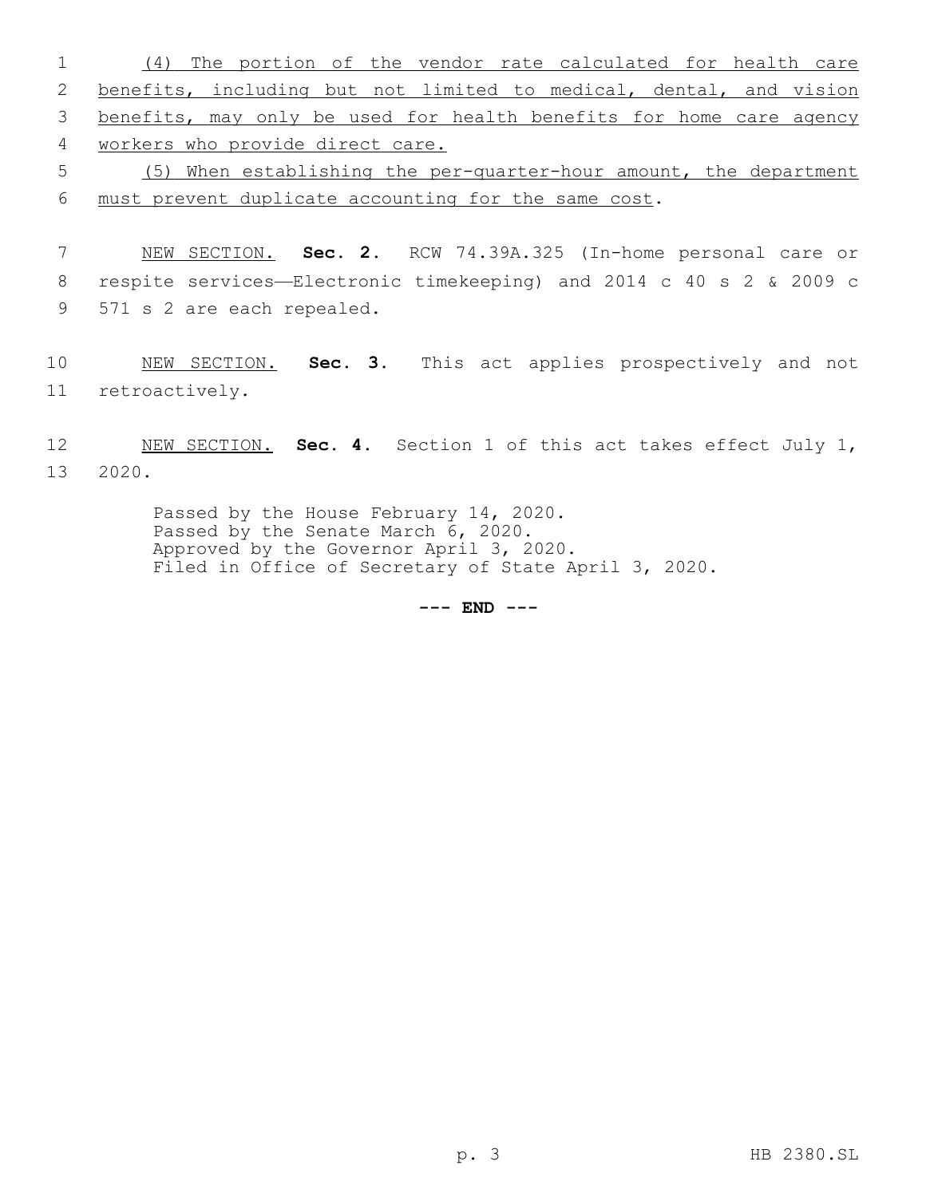(4) The portion of the vendor rate calculated for health care benefits, including but not limited to medical, dental, and vision benefits, may only be used for health benefits for home care agency workers who provide direct care.

(5) When establishing the per-quarter-hour amount, the department must prevent duplicate accounting for the same cost.

NEW SECTION. **Sec. 2.** RCW 74.39A.325 (In-home personal care or respite services—Electronic timekeeping) and 2014 c 40 s 2 & 2009 c 571 s 2 are each repealed.

NEW SECTION. **Sec. 3.** This act applies prospectively and not retroactively.

NEW SECTION. **Sec. 4.** Section 1 of this act takes effect July 1, 2020.

Passed by the House February 14, 2020.
Passed by the Senate March 6, 2020.
Approved by the Governor April 3, 2020.
Filed in Office of Secretary of State April 3, 2020.

**--- END ---**